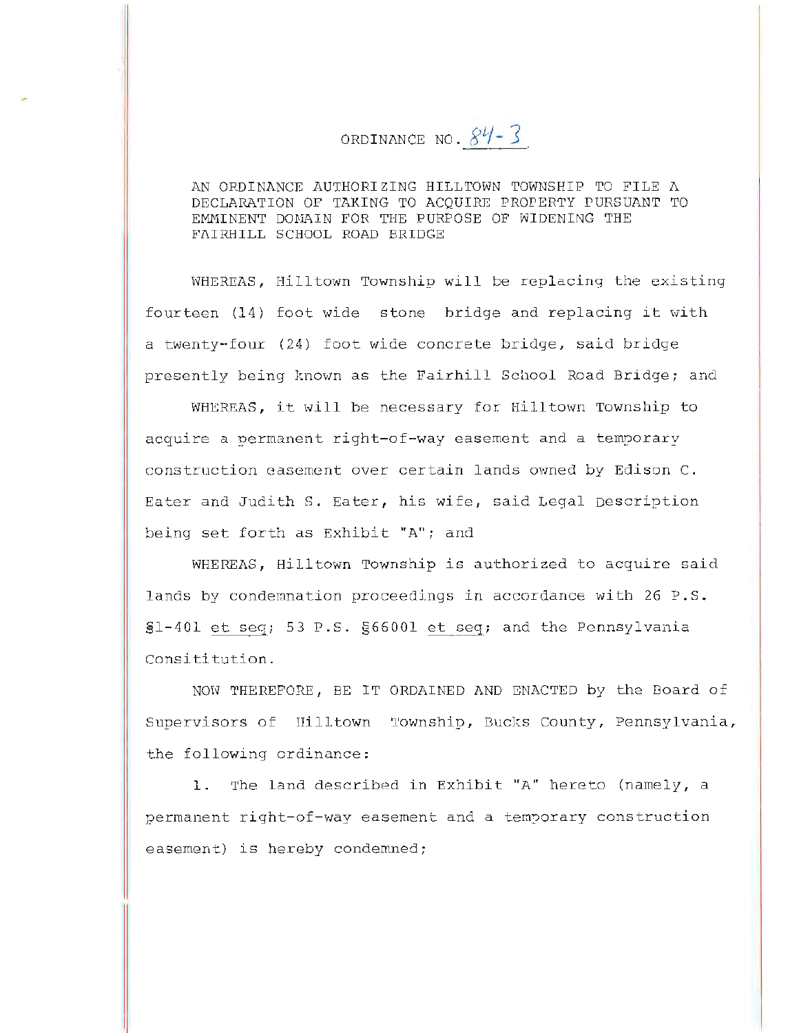# ORDINANCE NO. 84-3

AN ORDINANCE AUTHORIZING HILLTOWN TOWNSHIP TO FILE A DECLARATION OF TAKING TO ACQUIRE PROPERTY PURSUANT TO EMMINENT DOMAIN FOR THE PURPOSE OF WIDENING THE FAIRHILL SCHOOL ROAD BRIDGE

WHEREAS, Hilltown Township will be replacing the existing fourteen (14) foot wide stone bridge and replacing it with a twenty-four (24) foot wide concrete bridge, said bridge presently being known as the Fairhill School Road Bridge; and

WHEREAS, it will be necessary for Hilltown Township to acquire a permanent right-of-way easement and a temporary construction easement over certain lands owned by Edison C. Eater and Judith S. Eater, his wife, said Legal Description being set forth as Exhibit "A"; and

WHEREAS, Hilltown Township is authorized to acquire said lands by condemnation proceedings in accordance with 26 P.S. §1-401 _et seq_; 53 P.S. §66001 _et seq_; and the Pennsylvania Consititution.

NOW THEREFORE, BE IT ORDAINED AND ENACTED by the Board of Supervisors of Hilltown Township, Bucks County, Pennsylvania, the following ordinance:

1. The land described in Exhibit "A" hereto (namely, a permanent right-of-way easement and a temporary construction easement) is hereby condemned;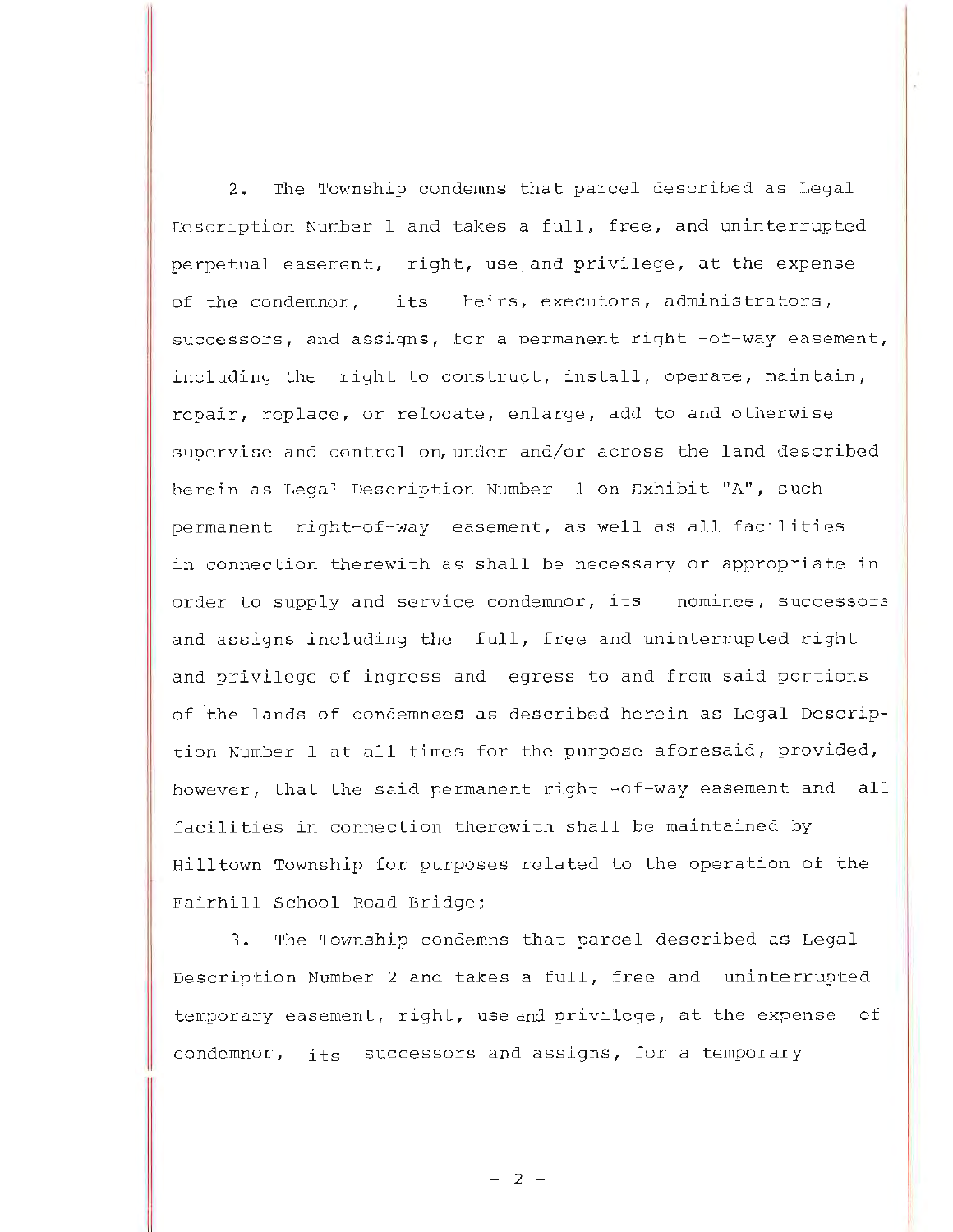2. The Township condemns that parcel described as Legal Description Number 1 and takes a full, free, and uninterrupted perpetual easement, right, use and privilege, at the expense of the condemnor, its heirs, executors, administrators, successors, and assigns, for a permanent right -of-way easement, including the right to construct, install, operate, maintain, repair, replace, or relocate, enlarge, add to and otherwise supervise and control on, under and/or across the land described herein as Legal Description Number 1 on Exhibit "A", such permanent right-of-way easement, as well as all facilities in connection therewith as shall be necessary or appropriate in order to supply and service condemnor, its nominee, successors and assigns including the full, free and uninterrupted right and privilege of ingress and egress to and from said portions of the lands of condemnees as described herein as Legal Description Number 1 at all times for the purpose aforesaid, provided, however, that the said permanent right -of-way easement and all facilities in connection therewith shall be maintained by Hilltown Township for purposes related to the operation of the Fairhill School Road Bridge;

3. The Township condemns that parcel described as Legal Description Number 2 and takes a full, free and uninterrupted temporary easement, right, use and privilege, at the expense of condemnor, its successors and assigns, for a temporary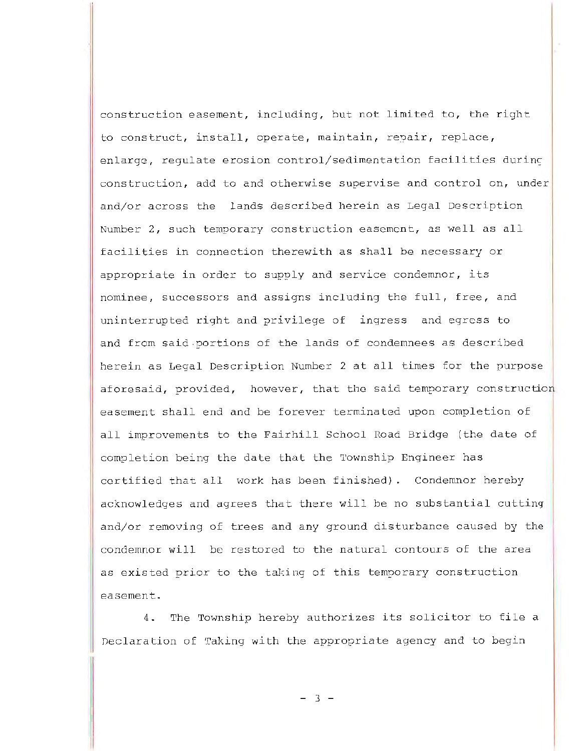construction easement, including, but not limited to, the right to construct, install, operate, maintain, repair, replace, enlarge, regulate erosion control/sedimentation facilities during construction, add to and otherwise supervise and control on, under and/or across the lands described herein as Legal Description Number 2, such temporary construction easement, as well as all facilities in connection therewith as shall be necessary or appropriate in order to supply and service condemnor, its nominee, successors and assigns including the full, free, and uninterrupted right and privilege of ingress and egress to and from said portions of the lands of condemnees as described herein as Legal Description Number 2 at all times for the purpose aforesaid, provided, however, that the said temporary construction easement shall end and be forever terminated upon completion of all improvements to the Fairhill School Road Bridge (the date of completion being the date that the Township Engineer has certified that all work has been finished). Condemnor hereby acknowledges and agrees that there will be no substantial cutting and/or removing of trees and any ground disturbance caused by the condemnor will be restored to the natural contours of the area as existed prior to the taking of this temporary construction easement.

4. The Township hereby authorizes its solicitor to file a Declaration of Taking with the appropriate agency and to begin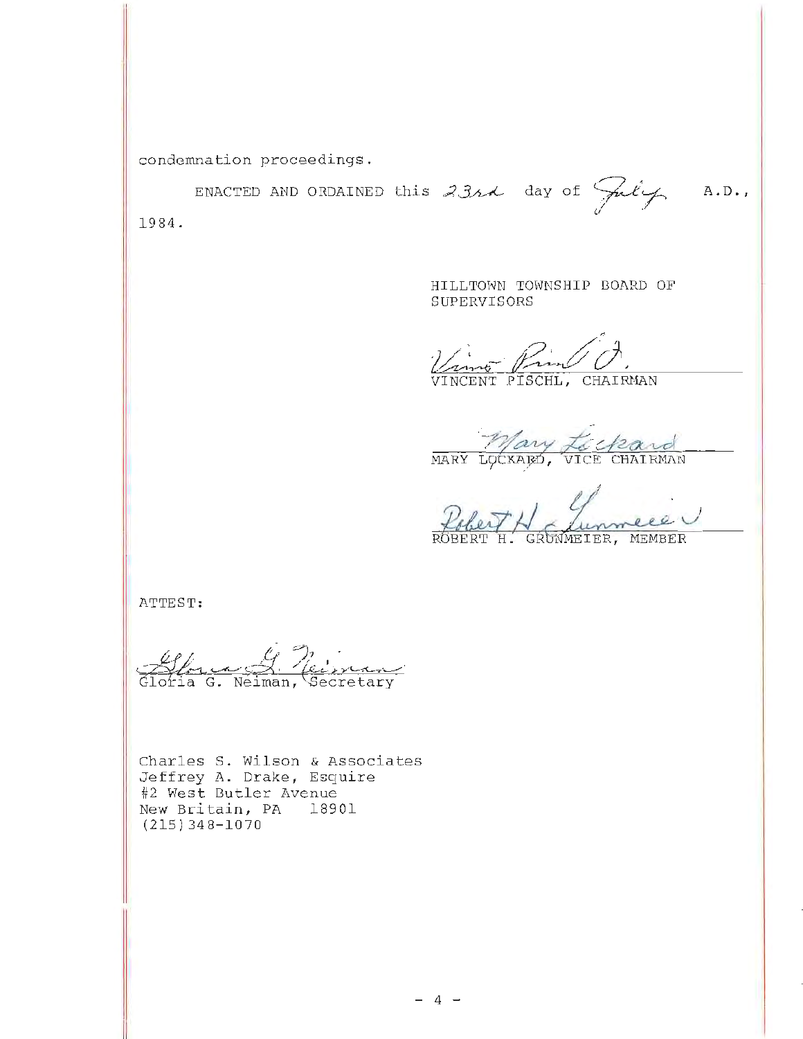condemnation proceedings.

ENACTED AND ORDAINED this 23rd day of July A.D., 1984.

HILLTOWN TOWNSHIP BOARD OF SUPERVISORS

VINCENT PISCHL, CHAIRMAN

MARY LOCKARD, VICE CHAIRMAN

ROBERT H. GRUNMEIER, MEMBER

ATTEST:

Gloria G. Neiman, Secretary

Charles S. Wilson & Associates
Jeffrey A. Drake, Esquire
#2 West Butler Avenue
New Britain, PA 18901
(215)348-1070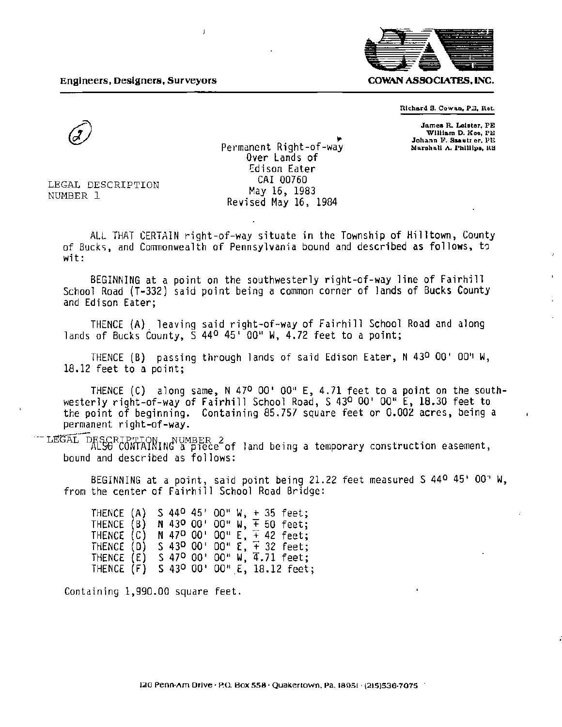Engineers, Designers, Surveyors

**COWAN ASSOCIATES, INC.**

Richard S. Cowan, P.E., Ret.

James R. Leister, PE
William D. Koe, PE
Johann F. Saeutrer, PE
Marshall A. Phillips, RS

(2)

LEGAL DESCRIPTION
NUMBER 1

Permanent Right-of-way
Over Lands of
Edison Eater
CAI 00760
May 16, 1983
Revised May 16, 1984

ALL THAT CERTAIN right-of-way situate in the Township of Hilltown, County of Bucks, and Commonwealth of Pennsylvania bound and described as follows, to wit:

BEGINNING at a point on the southwesterly right-of-way line of Fairhill School Road (T-332) said point being a common corner of lands of Bucks County and Edison Eater;

THENCE (A) leaving said right-of-way of Fairhill School Road and along lands of Bucks County, S 44° 45' 00" W, 4.72 feet to a point;

THENCE (B) passing through lands of said Edison Eater, N 43° 00' 00" W, 18.12 feet to a point;

THENCE (C) along same, N 47° 00' 00" E, 4.71 feet to a point on the southwesterly right-of-way of Fairhill School Road, S 43° 00' 00" E, 18.30 feet to the point of beginning. Containing 85.757 square feet or 0.002 acres, being a permanent right-of-way.

LEGAL DESCRIPTION NUMBER 2

ALSO CONTAINING a piece of land being a temporary construction easement, bound and described as follows:

BEGINNING at a point, said point being 21.22 feet measured S 44° 45' 00" W, from the center of Fairhill School Road Bridge:

THENCE (A) S 44° 45' 00" W, ± 35 feet;
THENCE (B) N 43° 00' 00" W, ∓ 50 feet;
THENCE (C) N 47° 00' 00" E, ∓ 42 feet;
THENCE (D) S 43° 00' 00" E, ∓ 32 feet;
THENCE (E) S 47° 00' 00" W, 4.71 feet;
THENCE (F) S 43° 00' 00" E, 18.12 feet;

Containing 1,990.00 square feet.

120 Penn-Am Drive · P.O. Box 558 · Quakertown, Pa. 18951 · (215)536-7075